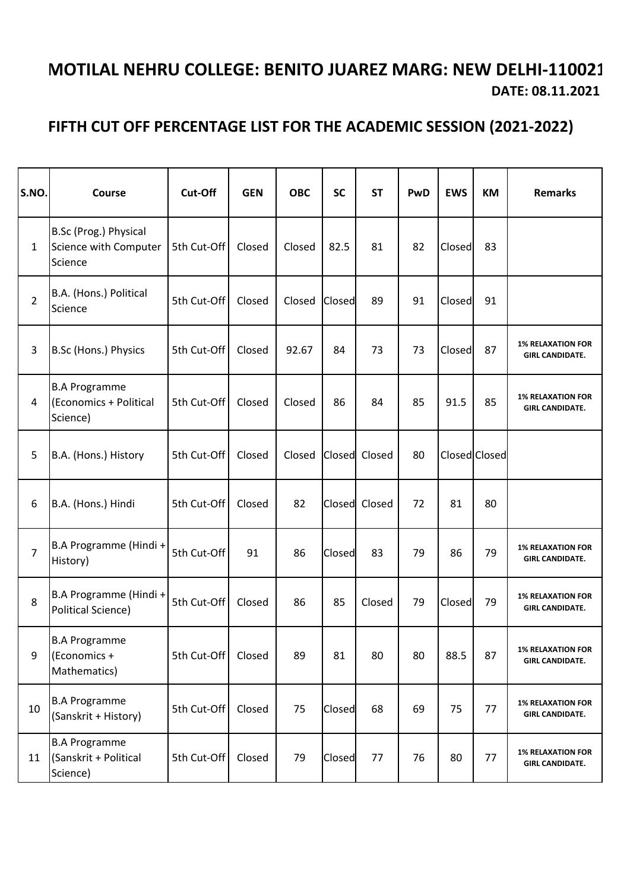# MOTILAL NEHRU COLLEGE: BENITO JUAREZ MARG: NEW DELHI-110021

**DATE: 08.11.2021**

## FIFTH CUT OFF PERCENTAGE LIST FOR THE ACADEMIC SESSION (2021-2022)

| S.NO. | Course | Cut-Off | GEN | OBC | SC | ST | PwD | EWS | KM | Remarks |
|---|---|---|---|---|---|---|---|---|---|---|
| 1 | B.Sc (Prog.) Physical Science with Computer Science | 5th Cut-Off | Closed | Closed | 82.5 | 81 | 82 | Closed | 83 | |
| 2 | B.A. (Hons.) Political Science | 5th Cut-Off | Closed | Closed | Closed | 89 | 91 | Closed | 91 | |
| 3 | B.Sc (Hons.) Physics | 5th Cut-Off | Closed | 92.67 | 84 | 73 | 73 | Closed | 87 | **1% RELAXATION FOR GIRL CANDIDATE.** |
| 4 | B.A Programme (Economics + Political Science) | 5th Cut-Off | Closed | Closed | 86 | 84 | 85 | 91.5 | 85 | **1% RELAXATION FOR GIRL CANDIDATE.** |
| 5 | B.A. (Hons.) History | 5th Cut-Off | Closed | Closed | Closed | Closed | 80 | Closed | Closed | |
| 6 | B.A. (Hons.) Hindi | 5th Cut-Off | Closed | 82 | Closed | Closed | 72 | 81 | 80 | |
| 7 | B.A Programme (Hindi + History) | 5th Cut-Off | 91 | 86 | Closed | 83 | 79 | 86 | 79 | **1% RELAXATION FOR GIRL CANDIDATE.** |
| 8 | B.A Programme (Hindi + Political Science) | 5th Cut-Off | Closed | 86 | 85 | Closed | 79 | Closed | 79 | **1% RELAXATION FOR GIRL CANDIDATE.** |
| 9 | B.A Programme (Economics + Mathematics) | 5th Cut-Off | Closed | 89 | 81 | 80 | 80 | 88.5 | 87 | **1% RELAXATION FOR GIRL CANDIDATE.** |
| 10 | B.A Programme (Sanskrit + History) | 5th Cut-Off | Closed | 75 | Closed | 68 | 69 | 75 | 77 | **1% RELAXATION FOR GIRL CANDIDATE.** |
| 11 | B.A Programme (Sanskrit + Political Science) | 5th Cut-Off | Closed | 79 | Closed | 77 | 76 | 80 | 77 | **1% RELAXATION FOR GIRL CANDIDATE.** |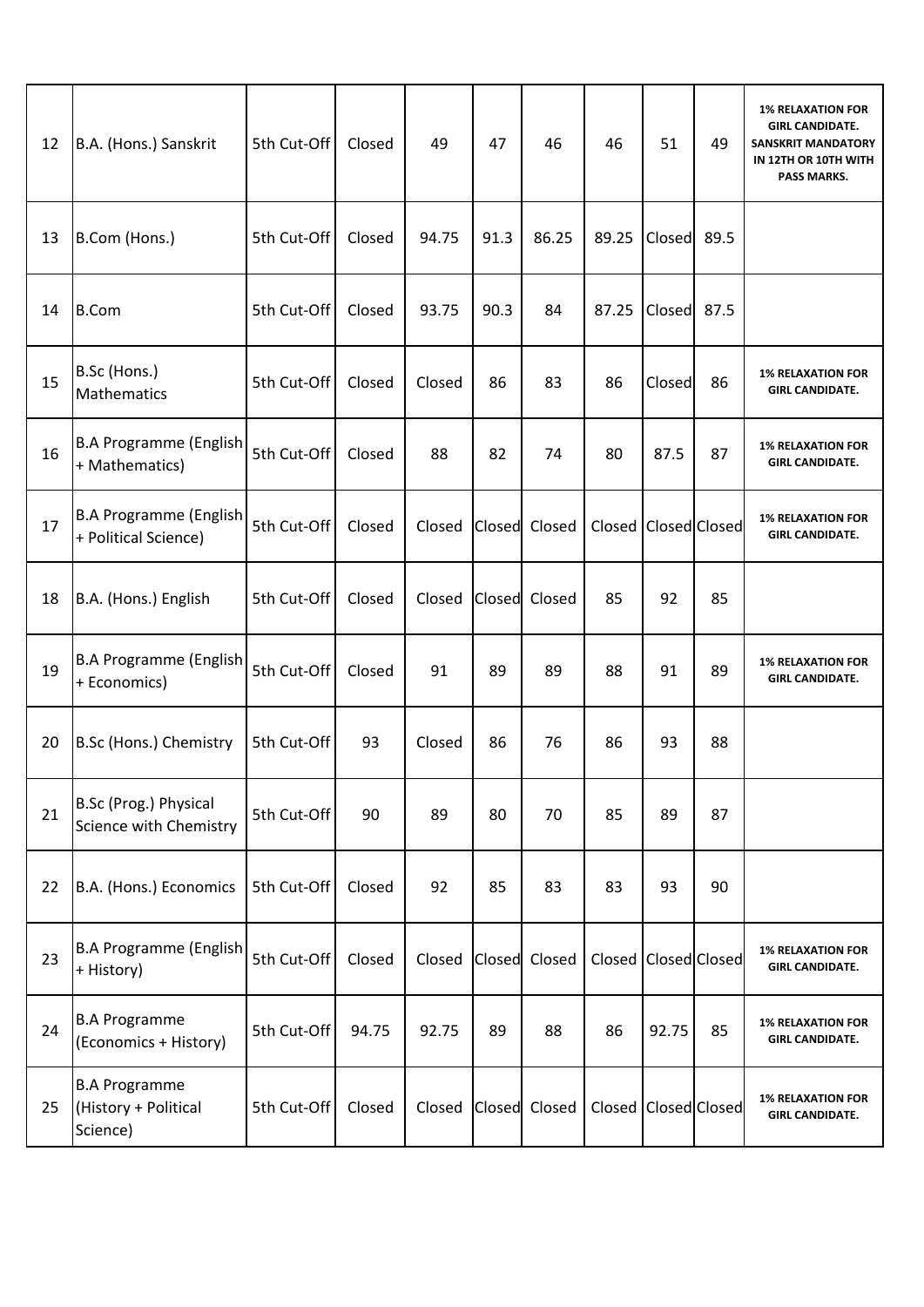| | | | | | | | | | | |
|---|---|---|---|---|---|---|---|---|---|---|
| 12 | B.A. (Hons.) Sanskrit | 5th Cut-Off | Closed | 49 | 47 | 46 | 46 | 51 | 49 | **1% RELAXATION FOR GIRL CANDIDATE. SANSKRIT MANDATORY IN 12TH OR 10TH WITH PASS MARKS.** |
| 13 | B.Com (Hons.) | 5th Cut-Off | Closed | 94.75 | 91.3 | 86.25 | 89.25 | Closed | 89.5 | |
| 14 | B.Com | 5th Cut-Off | Closed | 93.75 | 90.3 | 84 | 87.25 | Closed | 87.5 | |
| 15 | B.Sc (Hons.) Mathematics | 5th Cut-Off | Closed | Closed | 86 | 83 | 86 | Closed | 86 | **1% RELAXATION FOR GIRL CANDIDATE.** |
| 16 | B.A Programme (English + Mathematics) | 5th Cut-Off | Closed | 88 | 82 | 74 | 80 | 87.5 | 87 | **1% RELAXATION FOR GIRL CANDIDATE.** |
| 17 | B.A Programme (English + Political Science) | 5th Cut-Off | Closed | Closed | Closed | Closed | Closed | Closed | Closed | **1% RELAXATION FOR GIRL CANDIDATE.** |
| 18 | B.A. (Hons.) English | 5th Cut-Off | Closed | Closed | Closed | Closed | 85 | 92 | 85 | |
| 19 | B.A Programme (English + Economics) | 5th Cut-Off | Closed | 91 | 89 | 89 | 88 | 91 | 89 | **1% RELAXATION FOR GIRL CANDIDATE.** |
| 20 | B.Sc (Hons.) Chemistry | 5th Cut-Off | 93 | Closed | 86 | 76 | 86 | 93 | 88 | |
| 21 | B.Sc (Prog.) Physical Science with Chemistry | 5th Cut-Off | 90 | 89 | 80 | 70 | 85 | 89 | 87 | |
| 22 | B.A. (Hons.) Economics | 5th Cut-Off | Closed | 92 | 85 | 83 | 83 | 93 | 90 | |
| 23 | B.A Programme (English + History) | 5th Cut-Off | Closed | Closed | Closed | Closed | Closed | Closed | Closed | **1% RELAXATION FOR GIRL CANDIDATE.** |
| 24 | B.A Programme (Economics + History) | 5th Cut-Off | 94.75 | 92.75 | 89 | 88 | 86 | 92.75 | 85 | **1% RELAXATION FOR GIRL CANDIDATE.** |
| 25 | B.A Programme (History + Political Science) | 5th Cut-Off | Closed | Closed | Closed | Closed | Closed | Closed | Closed | **1% RELAXATION FOR GIRL CANDIDATE.** |